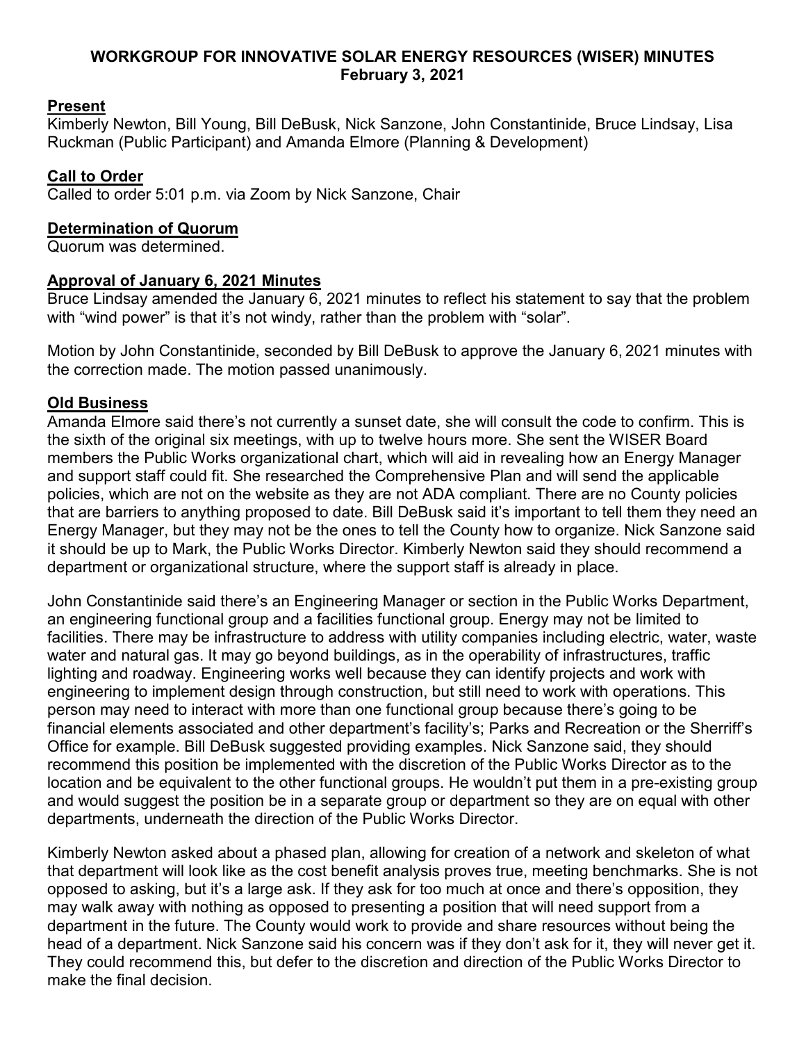# WORKGROUP FOR INNOVATIVE SOLAR ENERGY RESOURCES (WISER) MINUTES
**February 3, 2021**

## Present

Kimberly Newton, Bill Young, Bill DeBusk, Nick Sanzone, John Constantinide, Bruce Lindsay, Lisa Ruckman (Public Participant) and Amanda Elmore (Planning & Development)

## Call to Order

Called to order 5:01 p.m. via Zoom by Nick Sanzone, Chair

## Determination of Quorum

Quorum was determined.

## Approval of January 6, 2021 Minutes

Bruce Lindsay amended the January 6, 2021 minutes to reflect his statement to say that the problem with "wind power" is that it's not windy, rather than the problem with "solar".

Motion by John Constantinide, seconded by Bill DeBusk to approve the January 6, 2021 minutes with the correction made. The motion passed unanimously.

## Old Business

Amanda Elmore said there's not currently a sunset date, she will consult the code to confirm. This is the sixth of the original six meetings, with up to twelve hours more. She sent the WISER Board members the Public Works organizational chart, which will aid in revealing how an Energy Manager and support staff could fit. She researched the Comprehensive Plan and will send the applicable policies, which are not on the website as they are not ADA compliant. There are no County policies that are barriers to anything proposed to date. Bill DeBusk said it's important to tell them they need an Energy Manager, but they may not be the ones to tell the County how to organize. Nick Sanzone said it should be up to Mark, the Public Works Director. Kimberly Newton said they should recommend a department or organizational structure, where the support staff is already in place.

John Constantinide said there's an Engineering Manager or section in the Public Works Department, an engineering functional group and a facilities functional group. Energy may not be limited to facilities. There may be infrastructure to address with utility companies including electric, water, waste water and natural gas. It may go beyond buildings, as in the operability of infrastructures, traffic lighting and roadway. Engineering works well because they can identify projects and work with engineering to implement design through construction, but still need to work with operations. This person may need to interact with more than one functional group because there's going to be financial elements associated and other department's facility's; Parks and Recreation or the Sherriff's Office for example. Bill DeBusk suggested providing examples. Nick Sanzone said, they should recommend this position be implemented with the discretion of the Public Works Director as to the location and be equivalent to the other functional groups. He wouldn't put them in a pre-existing group and would suggest the position be in a separate group or department so they are on equal with other departments, underneath the direction of the Public Works Director.

Kimberly Newton asked about a phased plan, allowing for creation of a network and skeleton of what that department will look like as the cost benefit analysis proves true, meeting benchmarks. She is not opposed to asking, but it's a large ask. If they ask for too much at once and there's opposition, they may walk away with nothing as opposed to presenting a position that will need support from a department in the future. The County would work to provide and share resources without being the head of a department. Nick Sanzone said his concern was if they don't ask for it, they will never get it. They could recommend this, but defer to the discretion and direction of the Public Works Director to make the final decision.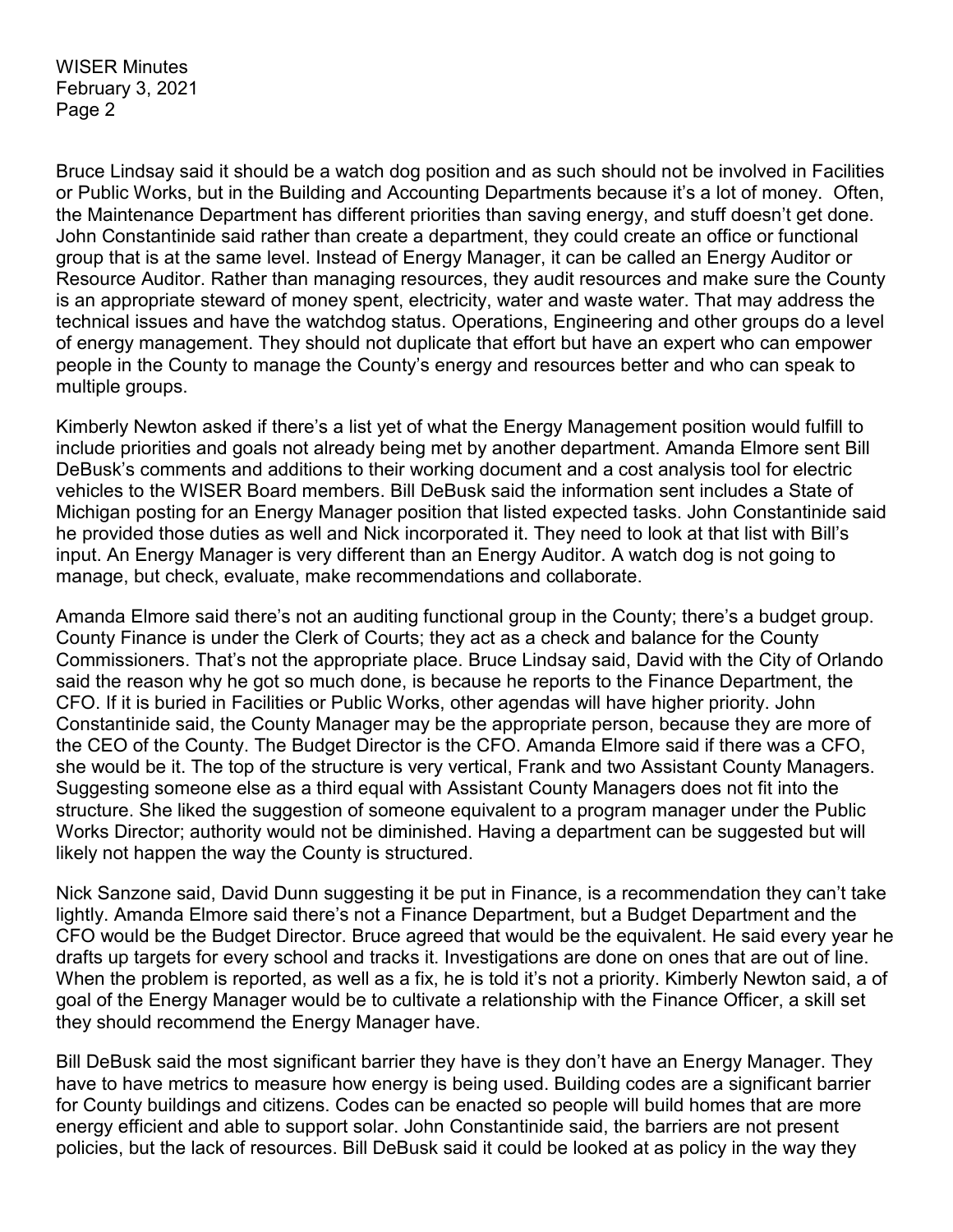Bruce Lindsay said it should be a watch dog position and as such should not be involved in Facilities or Public Works, but in the Building and Accounting Departments because it's a lot of money. Often, the Maintenance Department has different priorities than saving energy, and stuff doesn't get done. John Constantinide said rather than create a department, they could create an office or functional group that is at the same level. Instead of Energy Manager, it can be called an Energy Auditor or Resource Auditor. Rather than managing resources, they audit resources and make sure the County is an appropriate steward of money spent, electricity, water and waste water. That may address the technical issues and have the watchdog status. Operations, Engineering and other groups do a level of energy management. They should not duplicate that effort but have an expert who can empower people in the County to manage the County's energy and resources better and who can speak to multiple groups.

Kimberly Newton asked if there's a list yet of what the Energy Management position would fulfill to include priorities and goals not already being met by another department. Amanda Elmore sent Bill DeBusk's comments and additions to their working document and a cost analysis tool for electric vehicles to the WISER Board members. Bill DeBusk said the information sent includes a State of Michigan posting for an Energy Manager position that listed expected tasks. John Constantinide said he provided those duties as well and Nick incorporated it. They need to look at that list with Bill's input. An Energy Manager is very different than an Energy Auditor. A watch dog is not going to manage, but check, evaluate, make recommendations and collaborate.

Amanda Elmore said there's not an auditing functional group in the County; there's a budget group. County Finance is under the Clerk of Courts; they act as a check and balance for the County Commissioners. That's not the appropriate place. Bruce Lindsay said, David with the City of Orlando said the reason why he got so much done, is because he reports to the Finance Department, the CFO. If it is buried in Facilities or Public Works, other agendas will have higher priority. John Constantinide said, the County Manager may be the appropriate person, because they are more of the CEO of the County. The Budget Director is the CFO. Amanda Elmore said if there was a CFO, she would be it. The top of the structure is very vertical, Frank and two Assistant County Managers. Suggesting someone else as a third equal with Assistant County Managers does not fit into the structure. She liked the suggestion of someone equivalent to a program manager under the Public Works Director; authority would not be diminished. Having a department can be suggested but will likely not happen the way the County is structured.

Nick Sanzone said, David Dunn suggesting it be put in Finance, is a recommendation they can't take lightly. Amanda Elmore said there's not a Finance Department, but a Budget Department and the CFO would be the Budget Director. Bruce agreed that would be the equivalent. He said every year he drafts up targets for every school and tracks it. Investigations are done on ones that are out of line. When the problem is reported, as well as a fix, he is told it's not a priority. Kimberly Newton said, a of goal of the Energy Manager would be to cultivate a relationship with the Finance Officer, a skill set they should recommend the Energy Manager have.

Bill DeBusk said the most significant barrier they have is they don't have an Energy Manager. They have to have metrics to measure how energy is being used. Building codes are a significant barrier for County buildings and citizens. Codes can be enacted so people will build homes that are more energy efficient and able to support solar. John Constantinide said, the barriers are not present policies, but the lack of resources. Bill DeBusk said it could be looked at as policy in the way they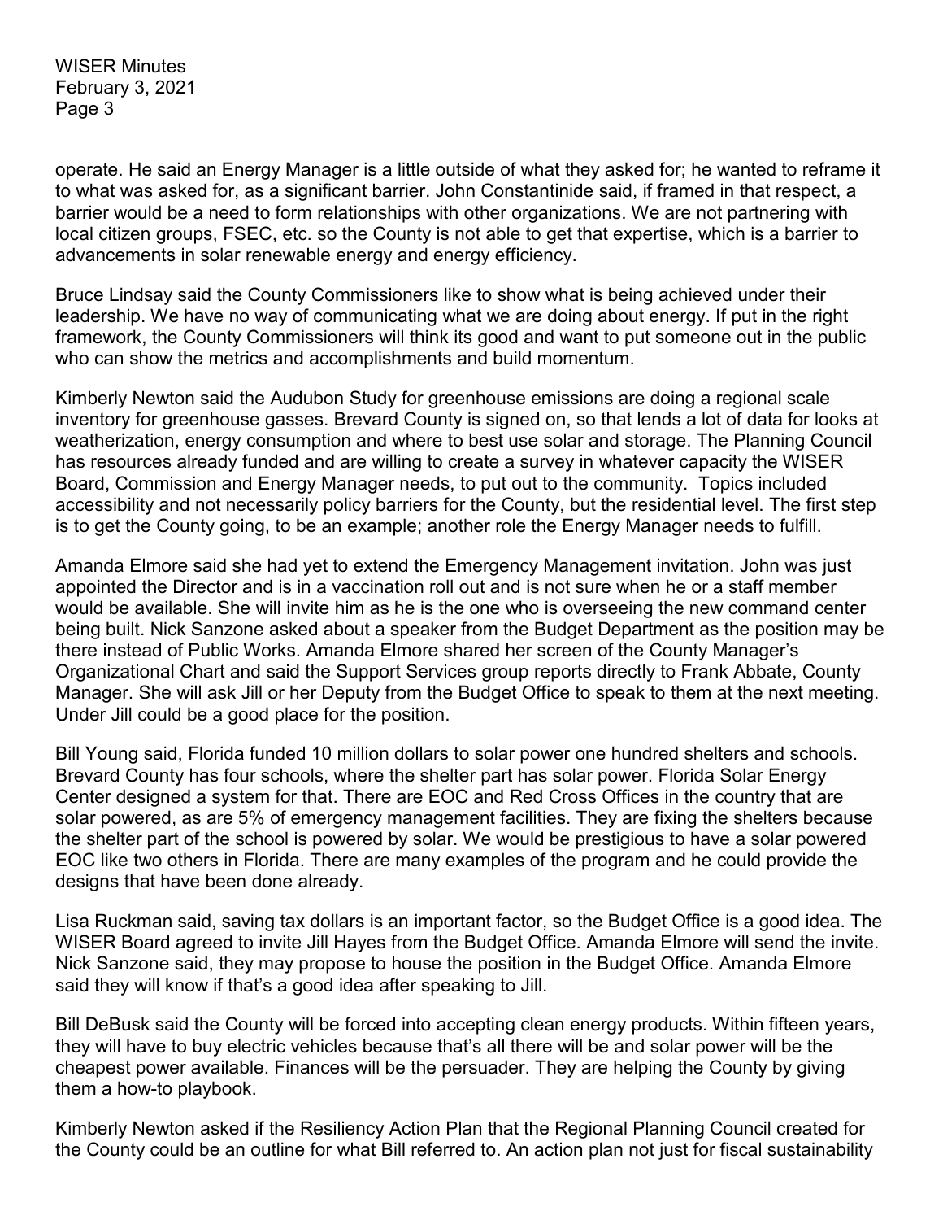operate. He said an Energy Manager is a little outside of what they asked for; he wanted to reframe it to what was asked for, as a significant barrier. John Constantinide said, if framed in that respect, a barrier would be a need to form relationships with other organizations. We are not partnering with local citizen groups, FSEC, etc. so the County is not able to get that expertise, which is a barrier to advancements in solar renewable energy and energy efficiency.

Bruce Lindsay said the County Commissioners like to show what is being achieved under their leadership. We have no way of communicating what we are doing about energy. If put in the right framework, the County Commissioners will think its good and want to put someone out in the public who can show the metrics and accomplishments and build momentum.

Kimberly Newton said the Audubon Study for greenhouse emissions are doing a regional scale inventory for greenhouse gasses. Brevard County is signed on, so that lends a lot of data for looks at weatherization, energy consumption and where to best use solar and storage. The Planning Council has resources already funded and are willing to create a survey in whatever capacity the WISER Board, Commission and Energy Manager needs, to put out to the community. Topics included accessibility and not necessarily policy barriers for the County, but the residential level. The first step is to get the County going, to be an example; another role the Energy Manager needs to fulfill.

Amanda Elmore said she had yet to extend the Emergency Management invitation. John was just appointed the Director and is in a vaccination roll out and is not sure when he or a staff member would be available. She will invite him as he is the one who is overseeing the new command center being built. Nick Sanzone asked about a speaker from the Budget Department as the position may be there instead of Public Works. Amanda Elmore shared her screen of the County Manager's Organizational Chart and said the Support Services group reports directly to Frank Abbate, County Manager. She will ask Jill or her Deputy from the Budget Office to speak to them at the next meeting. Under Jill could be a good place for the position.

Bill Young said, Florida funded 10 million dollars to solar power one hundred shelters and schools. Brevard County has four schools, where the shelter part has solar power. Florida Solar Energy Center designed a system for that. There are EOC and Red Cross Offices in the country that are solar powered, as are 5% of emergency management facilities. They are fixing the shelters because the shelter part of the school is powered by solar. We would be prestigious to have a solar powered EOC like two others in Florida. There are many examples of the program and he could provide the designs that have been done already.

Lisa Ruckman said, saving tax dollars is an important factor, so the Budget Office is a good idea. The WISER Board agreed to invite Jill Hayes from the Budget Office. Amanda Elmore will send the invite. Nick Sanzone said, they may propose to house the position in the Budget Office. Amanda Elmore said they will know if that's a good idea after speaking to Jill.

Bill DeBusk said the County will be forced into accepting clean energy products. Within fifteen years, they will have to buy electric vehicles because that's all there will be and solar power will be the cheapest power available. Finances will be the persuader. They are helping the County by giving them a how-to playbook.

Kimberly Newton asked if the Resiliency Action Plan that the Regional Planning Council created for the County could be an outline for what Bill referred to. An action plan not just for fiscal sustainability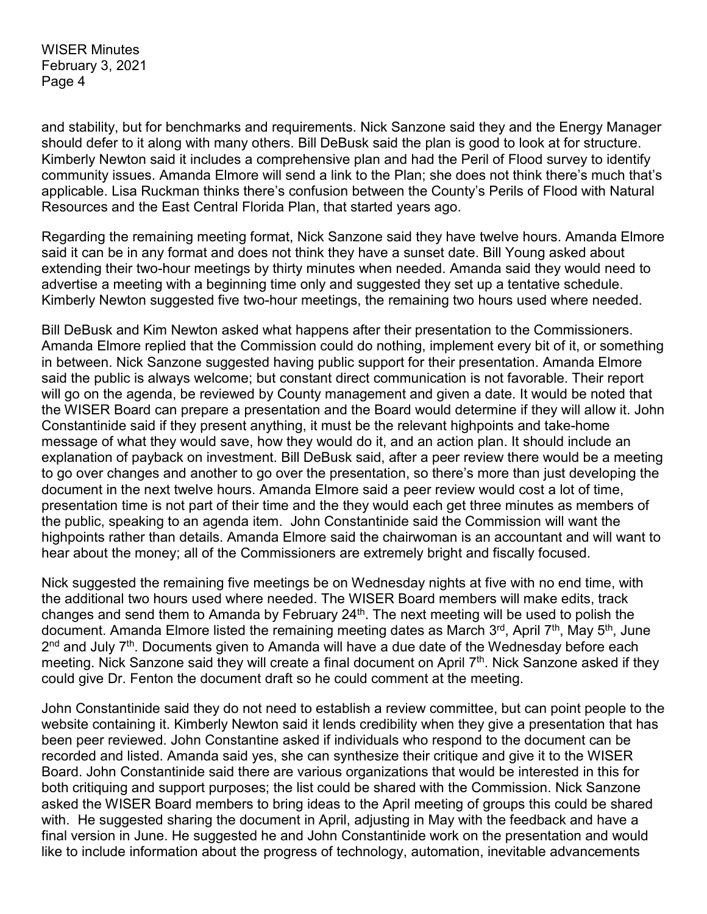and stability, but for benchmarks and requirements. Nick Sanzone said they and the Energy Manager should defer to it along with many others. Bill DeBusk said the plan is good to look at for structure. Kimberly Newton said it includes a comprehensive plan and had the Peril of Flood survey to identify community issues. Amanda Elmore will send a link to the Plan; she does not think there's much that's applicable. Lisa Ruckman thinks there's confusion between the County's Perils of Flood with Natural Resources and the East Central Florida Plan, that started years ago.

Regarding the remaining meeting format, Nick Sanzone said they have twelve hours. Amanda Elmore said it can be in any format and does not think they have a sunset date. Bill Young asked about extending their two-hour meetings by thirty minutes when needed. Amanda said they would need to advertise a meeting with a beginning time only and suggested they set up a tentative schedule. Kimberly Newton suggested five two-hour meetings, the remaining two hours used where needed.

Bill DeBusk and Kim Newton asked what happens after their presentation to the Commissioners. Amanda Elmore replied that the Commission could do nothing, implement every bit of it, or something in between. Nick Sanzone suggested having public support for their presentation. Amanda Elmore said the public is always welcome; but constant direct communication is not favorable. Their report will go on the agenda, be reviewed by County management and given a date. It would be noted that the WISER Board can prepare a presentation and the Board would determine if they will allow it. John Constantinide said if they present anything, it must be the relevant highpoints and take-home message of what they would save, how they would do it, and an action plan. It should include an explanation of payback on investment. Bill DeBusk said, after a peer review there would be a meeting to go over changes and another to go over the presentation, so there's more than just developing the document in the next twelve hours. Amanda Elmore said a peer review would cost a lot of time, presentation time is not part of their time and the they would each get three minutes as members of the public, speaking to an agenda item. John Constantinide said the Commission will want the highpoints rather than details. Amanda Elmore said the chairwoman is an accountant and will want to hear about the money; all of the Commissioners are extremely bright and fiscally focused.

Nick suggested the remaining five meetings be on Wednesday nights at five with no end time, with the additional two hours used where needed. The WISER Board members will make edits, track changes and send them to Amanda by February 24th. The next meeting will be used to polish the document. Amanda Elmore listed the remaining meeting dates as March 3rd, April 7th, May 5th, June 2nd and July 7th. Documents given to Amanda will have a due date of the Wednesday before each meeting. Nick Sanzone said they will create a final document on April 7th. Nick Sanzone asked if they could give Dr. Fenton the document draft so he could comment at the meeting.

John Constantinide said they do not need to establish a review committee, but can point people to the website containing it. Kimberly Newton said it lends credibility when they give a presentation that has been peer reviewed. John Constantine asked if individuals who respond to the document can be recorded and listed. Amanda said yes, she can synthesize their critique and give it to the WISER Board. John Constantinide said there are various organizations that would be interested in this for both critiquing and support purposes; the list could be shared with the Commission. Nick Sanzone asked the WISER Board members to bring ideas to the April meeting of groups this could be shared with. He suggested sharing the document in April, adjusting in May with the feedback and have a final version in June. He suggested he and John Constantinide work on the presentation and would like to include information about the progress of technology, automation, inevitable advancements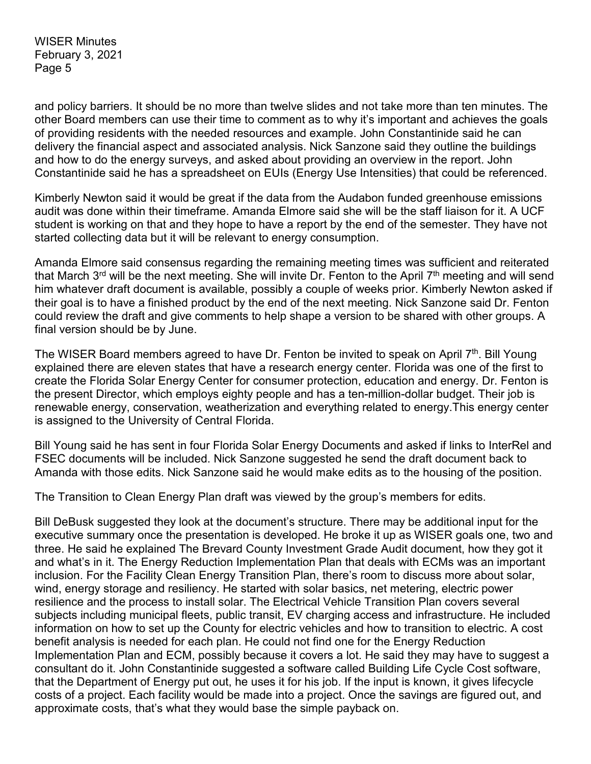and policy barriers. It should be no more than twelve slides and not take more than ten minutes. The other Board members can use their time to comment as to why it's important and achieves the goals of providing residents with the needed resources and example. John Constantinide said he can delivery the financial aspect and associated analysis. Nick Sanzone said they outline the buildings and how to do the energy surveys, and asked about providing an overview in the report. John Constantinide said he has a spreadsheet on EUIs (Energy Use Intensities) that could be referenced.

Kimberly Newton said it would be great if the data from the Audabon funded greenhouse emissions audit was done within their timeframe. Amanda Elmore said she will be the staff liaison for it. A UCF student is working on that and they hope to have a report by the end of the semester. They have not started collecting data but it will be relevant to energy consumption.

Amanda Elmore said consensus regarding the remaining meeting times was sufficient and reiterated that March 3rd will be the next meeting. She will invite Dr. Fenton to the April 7th meeting and will send him whatever draft document is available, possibly a couple of weeks prior. Kimberly Newton asked if their goal is to have a finished product by the end of the next meeting. Nick Sanzone said Dr. Fenton could review the draft and give comments to help shape a version to be shared with other groups. A final version should be by June.

The WISER Board members agreed to have Dr. Fenton be invited to speak on April 7th. Bill Young explained there are eleven states that have a research energy center. Florida was one of the first to create the Florida Solar Energy Center for consumer protection, education and energy. Dr. Fenton is the present Director, which employs eighty people and has a ten-million-dollar budget. Their job is renewable energy, conservation, weatherization and everything related to energy.This energy center is assigned to the University of Central Florida.

Bill Young said he has sent in four Florida Solar Energy Documents and asked if links to InterRel and FSEC documents will be included. Nick Sanzone suggested he send the draft document back to Amanda with those edits. Nick Sanzone said he would make edits as to the housing of the position.

The Transition to Clean Energy Plan draft was viewed by the group's members for edits.

Bill DeBusk suggested they look at the document's structure. There may be additional input for the executive summary once the presentation is developed. He broke it up as WISER goals one, two and three. He said he explained The Brevard County Investment Grade Audit document, how they got it and what's in it. The Energy Reduction Implementation Plan that deals with ECMs was an important inclusion. For the Facility Clean Energy Transition Plan, there's room to discuss more about solar, wind, energy storage and resiliency. He started with solar basics, net metering, electric power resilience and the process to install solar. The Electrical Vehicle Transition Plan covers several subjects including municipal fleets, public transit, EV charging access and infrastructure. He included information on how to set up the County for electric vehicles and how to transition to electric. A cost benefit analysis is needed for each plan. He could not find one for the Energy Reduction Implementation Plan and ECM, possibly because it covers a lot. He said they may have to suggest a consultant do it. John Constantinide suggested a software called Building Life Cycle Cost software, that the Department of Energy put out, he uses it for his job. If the input is known, it gives lifecycle costs of a project. Each facility would be made into a project. Once the savings are figured out, and approximate costs, that's what they would base the simple payback on.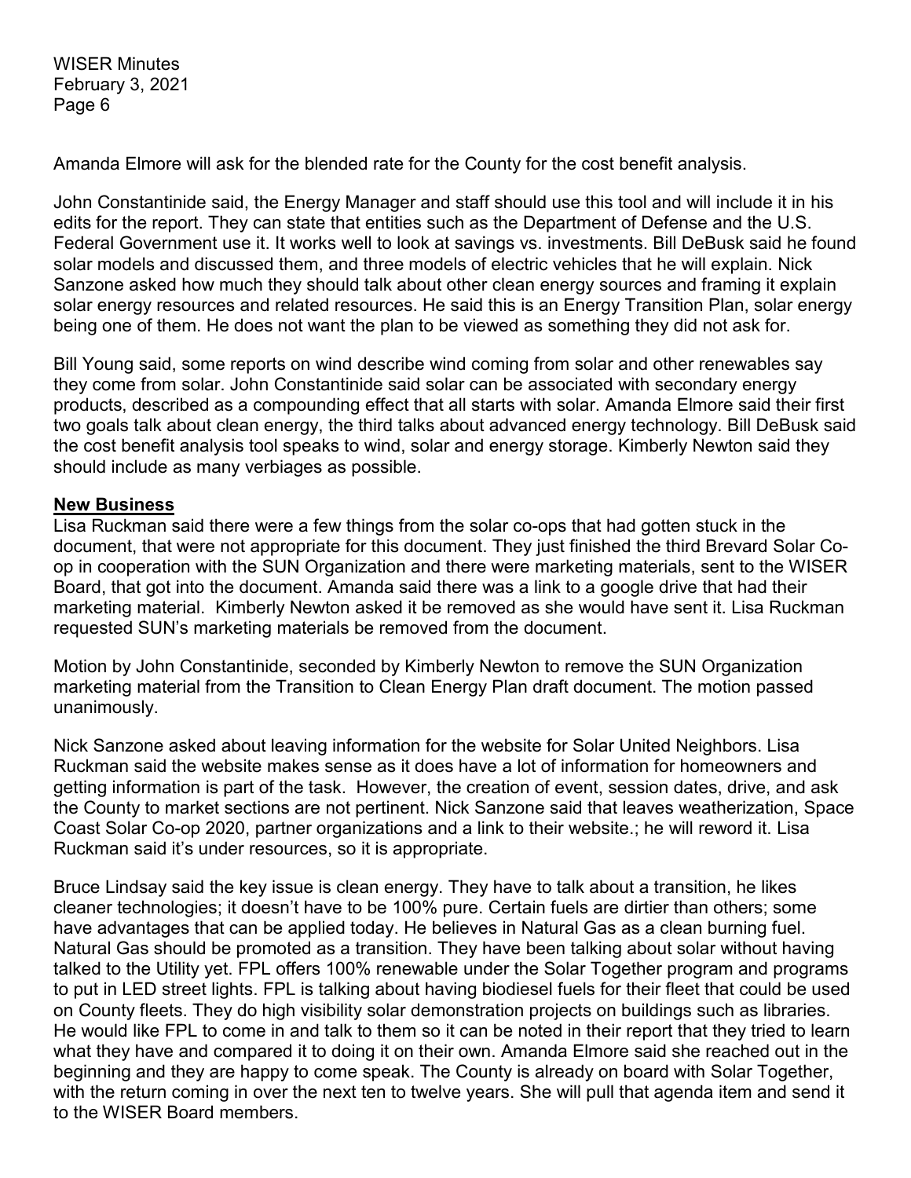Amanda Elmore will ask for the blended rate for the County for the cost benefit analysis.

John Constantinide said, the Energy Manager and staff should use this tool and will include it in his edits for the report. They can state that entities such as the Department of Defense and the U.S. Federal Government use it. It works well to look at savings vs. investments. Bill DeBusk said he found solar models and discussed them, and three models of electric vehicles that he will explain. Nick Sanzone asked how much they should talk about other clean energy sources and framing it explain solar energy resources and related resources. He said this is an Energy Transition Plan, solar energy being one of them. He does not want the plan to be viewed as something they did not ask for.

Bill Young said, some reports on wind describe wind coming from solar and other renewables say they come from solar. John Constantinide said solar can be associated with secondary energy products, described as a compounding effect that all starts with solar. Amanda Elmore said their first two goals talk about clean energy, the third talks about advanced energy technology. Bill DeBusk said the cost benefit analysis tool speaks to wind, solar and energy storage. Kimberly Newton said they should include as many verbiages as possible.

**New Business**

Lisa Ruckman said there were a few things from the solar co-ops that had gotten stuck in the document, that were not appropriate for this document. They just finished the third Brevard Solar Co-op in cooperation with the SUN Organization and there were marketing materials, sent to the WISER Board, that got into the document. Amanda said there was a link to a google drive that had their marketing material. Kimberly Newton asked it be removed as she would have sent it. Lisa Ruckman requested SUN's marketing materials be removed from the document.

Motion by John Constantinide, seconded by Kimberly Newton to remove the SUN Organization marketing material from the Transition to Clean Energy Plan draft document. The motion passed unanimously.

Nick Sanzone asked about leaving information for the website for Solar United Neighbors. Lisa Ruckman said the website makes sense as it does have a lot of information for homeowners and getting information is part of the task. However, the creation of event, session dates, drive, and ask the County to market sections are not pertinent. Nick Sanzone said that leaves weatherization, Space Coast Solar Co-op 2020, partner organizations and a link to their website.; he will reword it. Lisa Ruckman said it's under resources, so it is appropriate.

Bruce Lindsay said the key issue is clean energy. They have to talk about a transition, he likes cleaner technologies; it doesn't have to be 100% pure. Certain fuels are dirtier than others; some have advantages that can be applied today. He believes in Natural Gas as a clean burning fuel. Natural Gas should be promoted as a transition. They have been talking about solar without having talked to the Utility yet. FPL offers 100% renewable under the Solar Together program and programs to put in LED street lights. FPL is talking about having biodiesel fuels for their fleet that could be used on County fleets. They do high visibility solar demonstration projects on buildings such as libraries. He would like FPL to come in and talk to them so it can be noted in their report that they tried to learn what they have and compared it to doing it on their own. Amanda Elmore said she reached out in the beginning and they are happy to come speak. The County is already on board with Solar Together, with the return coming in over the next ten to twelve years. She will pull that agenda item and send it to the WISER Board members.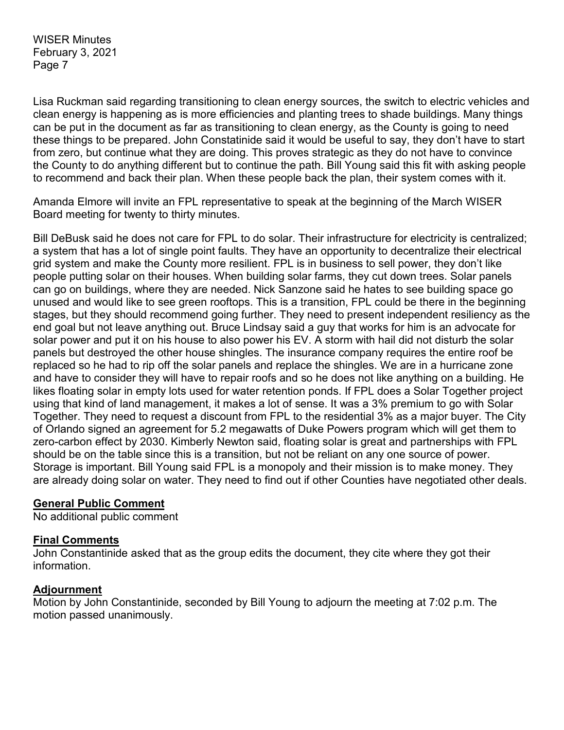Lisa Ruckman said regarding transitioning to clean energy sources, the switch to electric vehicles and clean energy is happening as is more efficiencies and planting trees to shade buildings. Many things can be put in the document as far as transitioning to clean energy, as the County is going to need these things to be prepared. John Constatinide said it would be useful to say, they don't have to start from zero, but continue what they are doing. This proves strategic as they do not have to convince the County to do anything different but to continue the path. Bill Young said this fit with asking people to recommend and back their plan. When these people back the plan, their system comes with it.

Amanda Elmore will invite an FPL representative to speak at the beginning of the March WISER Board meeting for twenty to thirty minutes.

Bill DeBusk said he does not care for FPL to do solar. Their infrastructure for electricity is centralized; a system that has a lot of single point faults. They have an opportunity to decentralize their electrical grid system and make the County more resilient. FPL is in business to sell power, they don't like people putting solar on their houses. When building solar farms, they cut down trees. Solar panels can go on buildings, where they are needed. Nick Sanzone said he hates to see building space go unused and would like to see green rooftops. This is a transition, FPL could be there in the beginning stages, but they should recommend going further. They need to present independent resiliency as the end goal but not leave anything out. Bruce Lindsay said a guy that works for him is an advocate for solar power and put it on his house to also power his EV. A storm with hail did not disturb the solar panels but destroyed the other house shingles. The insurance company requires the entire roof be replaced so he had to rip off the solar panels and replace the shingles. We are in a hurricane zone and have to consider they will have to repair roofs and so he does not like anything on a building. He likes floating solar in empty lots used for water retention ponds. If FPL does a Solar Together project using that kind of land management, it makes a lot of sense. It was a 3% premium to go with Solar Together. They need to request a discount from FPL to the residential 3% as a major buyer. The City of Orlando signed an agreement for 5.2 megawatts of Duke Powers program which will get them to zero-carbon effect by 2030. Kimberly Newton said, floating solar is great and partnerships with FPL should be on the table since this is a transition, but not be reliant on any one source of power. Storage is important. Bill Young said FPL is a monopoly and their mission is to make money. They are already doing solar on water. They need to find out if other Counties have negotiated other deals.

## General Public Comment

No additional public comment

## Final Comments

John Constantinide asked that as the group edits the document, they cite where they got their information.

## Adjournment

Motion by John Constantinide, seconded by Bill Young to adjourn the meeting at 7:02 p.m. The motion passed unanimously.